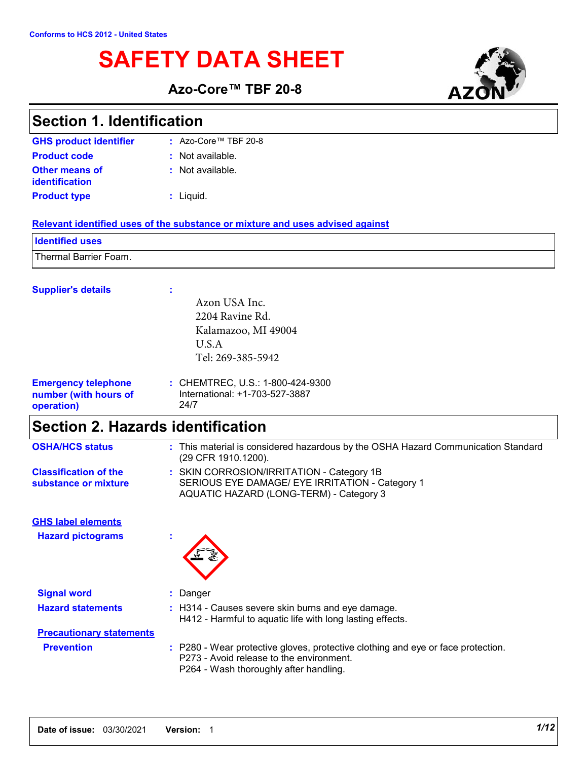Conforms to HCS 2012 - United States

# SAFETY DATA SHEET

**Azo-Core™ TBF 20-8**

## Section 1. Identification

**GHS product identifier** : Azo-Core™ TBF 20-8

**Product code** : Not available.

**Other means of identification** : Not available.

**Product type** : Liquid.

**Relevant identified uses of the substance or mixture and uses advised against**

| Identified uses |
| --- |
| Thermal Barrier Foam. |

**Supplier's details** :

Azon USA Inc.
2204 Ravine Rd.
Kalamazoo, MI 49004
U.S.A
Tel: 269-385-5942

**Emergency telephone number (with hours of operation)** : CHEMTREC, U.S.: 1-800-424-9300
International: +1-703-527-3887
24/7

## Section 2. Hazards identification

**OSHA/HCS status** : This material is considered hazardous by the OSHA Hazard Communication Standard (29 CFR 1910.1200).

**Classification of the substance or mixture** : SKIN CORROSION/IRRITATION - Category 1B
SERIOUS EYE DAMAGE/ EYE IRRITATION - Category 1
AQUATIC HAZARD (LONG-TERM) - Category 3

**GHS label elements**

**Hazard pictograms** :

**Signal word** : Danger

**Hazard statements** : H314 - Causes severe skin burns and eye damage.
H412 - Harmful to aquatic life with long lasting effects.

**Precautionary statements**

**Prevention** : P280 - Wear protective gloves, protective clothing and eye or face protection.
P273 - Avoid release to the environment.
P264 - Wash thoroughly after handling.

**Date of issue:** 03/30/2021 **Version:** 1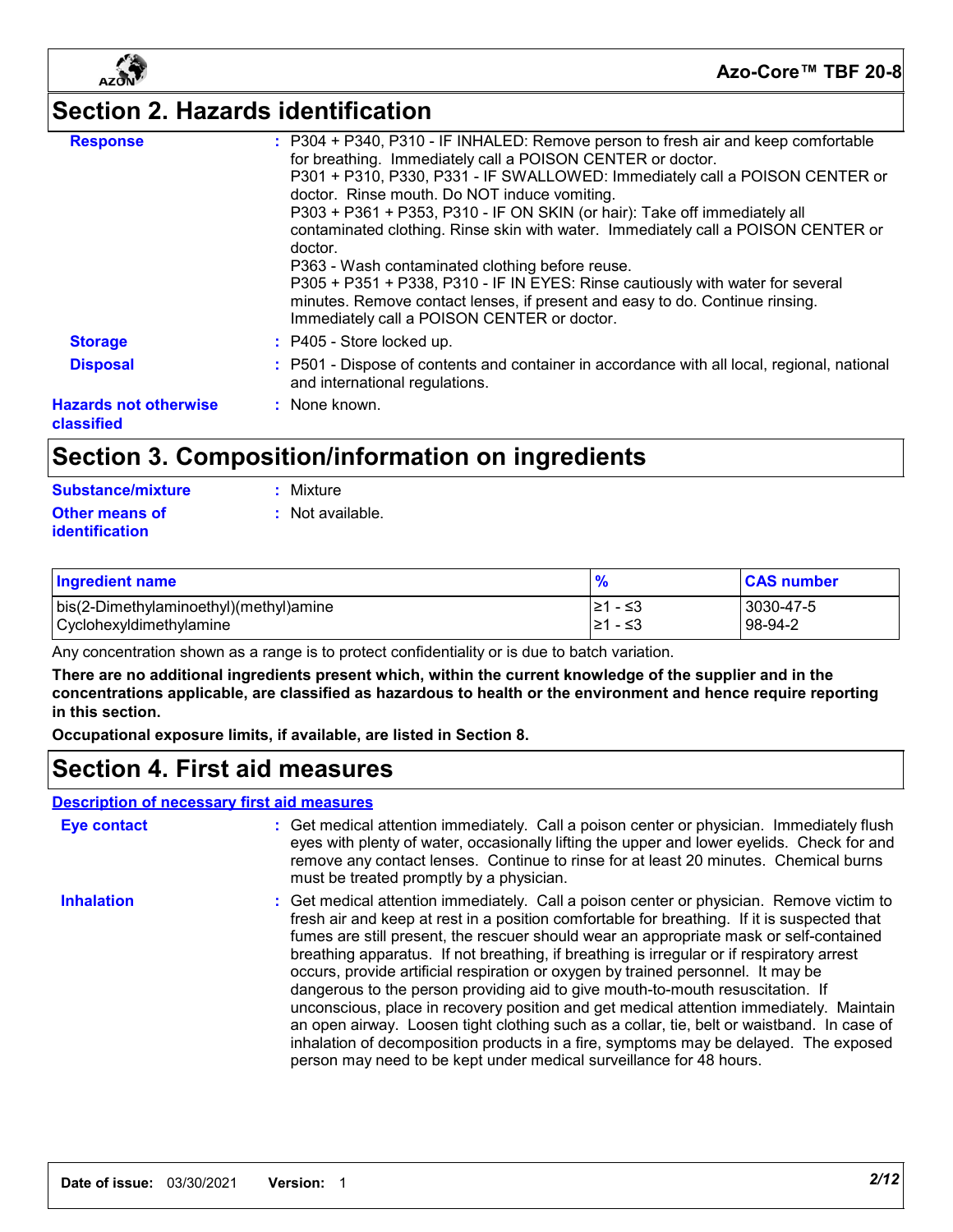## Section 2. Hazards identification

**Response** : P304 + P340, P310 - IF INHALED: Remove person to fresh air and keep comfortable for breathing. Immediately call a POISON CENTER or doctor.
P301 + P310, P330, P331 - IF SWALLOWED: Immediately call a POISON CENTER or doctor. Rinse mouth. Do NOT induce vomiting.
P303 + P361 + P353, P310 - IF ON SKIN (or hair): Take off immediately all contaminated clothing. Rinse skin with water. Immediately call a POISON CENTER or doctor.
P363 - Wash contaminated clothing before reuse.
P305 + P351 + P338, P310 - IF IN EYES: Rinse cautiously with water for several minutes. Remove contact lenses, if present and easy to do. Continue rinsing. Immediately call a POISON CENTER or doctor.

**Storage** : P405 - Store locked up.

**Disposal** : P501 - Dispose of contents and container in accordance with all local, regional, national and international regulations.

**Hazards not otherwise classified** : None known.

## Section 3. Composition/information on ingredients

**Substance/mixture** : Mixture

**Other means of identification** : Not available.

| Ingredient name | % | CAS number |
|---|---|---|
| bis(2-Dimethylaminoethyl)(methyl)amine | ≥1 - ≤3 | 3030-47-5 |
| Cyclohexyldimethylamine | ≥1 - ≤3 | 98-94-2 |

Any concentration shown as a range is to protect confidentiality or is due to batch variation.

**There are no additional ingredients present which, within the current knowledge of the supplier and in the concentrations applicable, are classified as hazardous to health or the environment and hence require reporting in this section.**

**Occupational exposure limits, if available, are listed in Section 8.**

## Section 4. First aid measures

### Description of necessary first aid measures

**Eye contact** : Get medical attention immediately. Call a poison center or physician. Immediately flush eyes with plenty of water, occasionally lifting the upper and lower eyelids. Check for and remove any contact lenses. Continue to rinse for at least 20 minutes. Chemical burns must be treated promptly by a physician.

**Inhalation** : Get medical attention immediately. Call a poison center or physician. Remove victim to fresh air and keep at rest in a position comfortable for breathing. If it is suspected that fumes are still present, the rescuer should wear an appropriate mask or self-contained breathing apparatus. If not breathing, if breathing is irregular or if respiratory arrest occurs, provide artificial respiration or oxygen by trained personnel. It may be dangerous to the person providing aid to give mouth-to-mouth resuscitation. If unconscious, place in recovery position and get medical attention immediately. Maintain an open airway. Loosen tight clothing such as a collar, tie, belt or waistband. In case of inhalation of decomposition products in a fire, symptoms may be delayed. The exposed person may need to be kept under medical surveillance for 48 hours.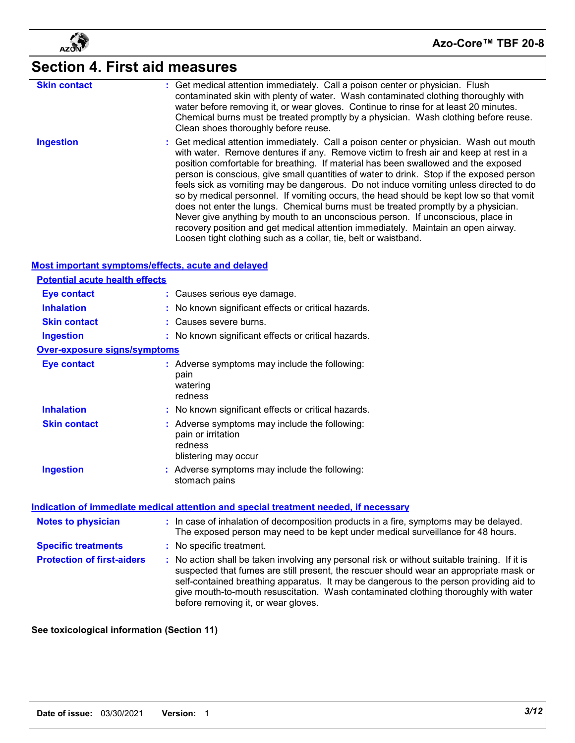## Section 4. First aid measures

**Skin contact** : Get medical attention immediately. Call a poison center or physician. Flush contaminated skin with plenty of water. Wash contaminated clothing thoroughly with water before removing it, or wear gloves. Continue to rinse for at least 20 minutes. Chemical burns must be treated promptly by a physician. Wash clothing before reuse. Clean shoes thoroughly before reuse.

**Ingestion** : Get medical attention immediately. Call a poison center or physician. Wash out mouth with water. Remove dentures if any. Remove victim to fresh air and keep at rest in a position comfortable for breathing. If material has been swallowed and the exposed person is conscious, give small quantities of water to drink. Stop if the exposed person feels sick as vomiting may be dangerous. Do not induce vomiting unless directed to do so by medical personnel. If vomiting occurs, the head should be kept low so that vomit does not enter the lungs. Chemical burns must be treated promptly by a physician. Never give anything by mouth to an unconscious person. If unconscious, place in recovery position and get medical attention immediately. Maintain an open airway. Loosen tight clothing such as a collar, tie, belt or waistband.

### Most important symptoms/effects, acute and delayed

#### Potential acute health effects

**Eye contact** : Causes serious eye damage.

**Inhalation** : No known significant effects or critical hazards.

**Skin contact** : Causes severe burns.

**Ingestion** : No known significant effects or critical hazards.

#### Over-exposure signs/symptoms

**Eye contact** : Adverse symptoms may include the following:
pain
watering
redness

**Inhalation** : No known significant effects or critical hazards.

**Skin contact** : Adverse symptoms may include the following:
pain or irritation
redness
blistering may occur

**Ingestion** : Adverse symptoms may include the following:
stomach pains

### Indication of immediate medical attention and special treatment needed, if necessary

**Notes to physician** : In case of inhalation of decomposition products in a fire, symptoms may be delayed. The exposed person may need to be kept under medical surveillance for 48 hours.

**Specific treatments** : No specific treatment.

**Protection of first-aiders** : No action shall be taken involving any personal risk or without suitable training. If it is suspected that fumes are still present, the rescuer should wear an appropriate mask or self-contained breathing apparatus. It may be dangerous to the person providing aid to give mouth-to-mouth resuscitation. Wash contaminated clothing thoroughly with water before removing it, or wear gloves.

**See toxicological information (Section 11)**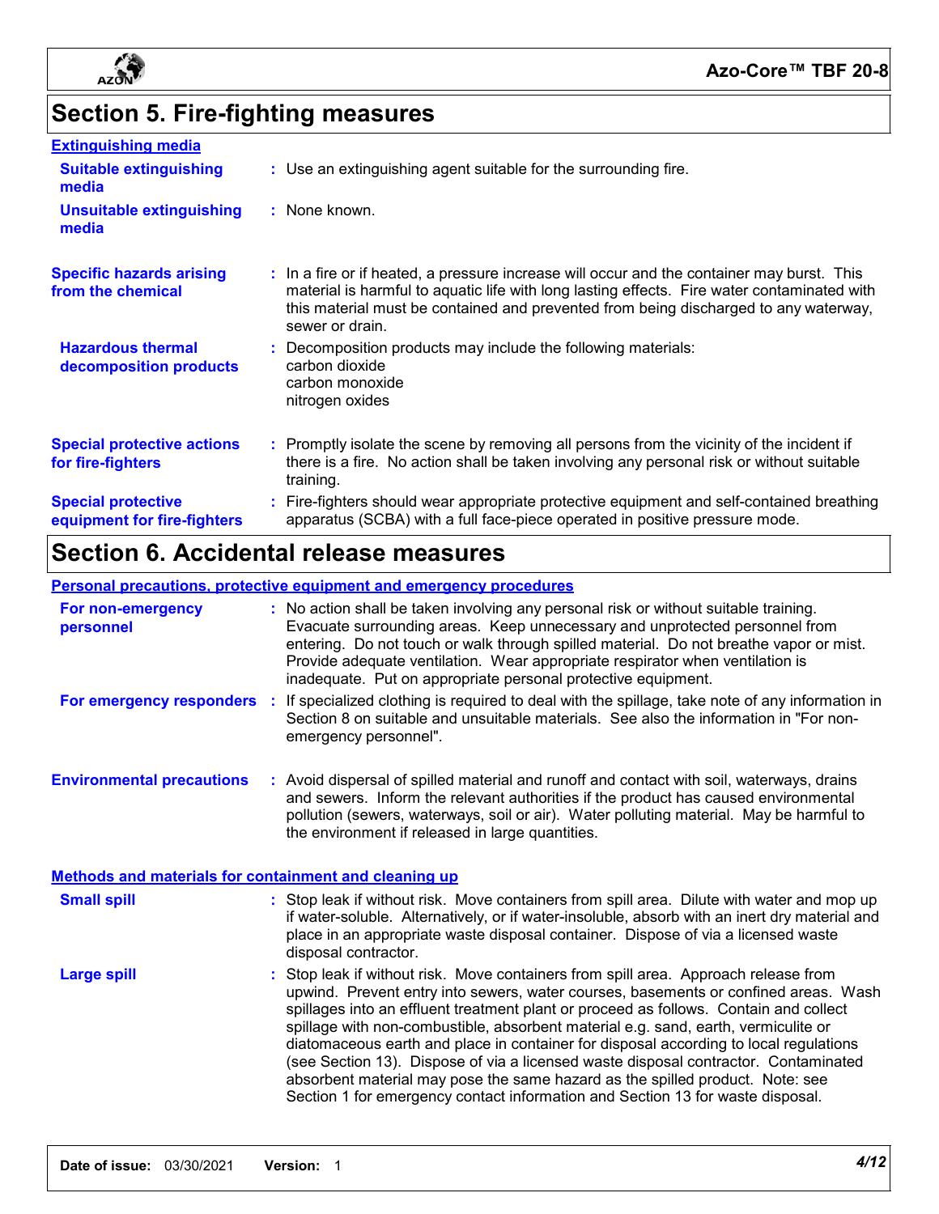# Section 5. Fire-fighting measures

**Extinguishing media**

**Suitable extinguishing media** : Use an extinguishing agent suitable for the surrounding fire.

**Unsuitable extinguishing media** : None known.

**Specific hazards arising from the chemical** : In a fire or if heated, a pressure increase will occur and the container may burst. This material is harmful to aquatic life with long lasting effects. Fire water contaminated with this material must be contained and prevented from being discharged to any waterway, sewer or drain.

**Hazardous thermal decomposition products** : Decomposition products may include the following materials:
carbon dioxide
carbon monoxide
nitrogen oxides

**Special protective actions for fire-fighters** : Promptly isolate the scene by removing all persons from the vicinity of the incident if there is a fire. No action shall be taken involving any personal risk or without suitable training.

**Special protective equipment for fire-fighters** : Fire-fighters should wear appropriate protective equipment and self-contained breathing apparatus (SCBA) with a full face-piece operated in positive pressure mode.

# Section 6. Accidental release measures

**Personal precautions, protective equipment and emergency procedures**

**For non-emergency personnel** : No action shall be taken involving any personal risk or without suitable training. Evacuate surrounding areas. Keep unnecessary and unprotected personnel from entering. Do not touch or walk through spilled material. Do not breathe vapor or mist. Provide adequate ventilation. Wear appropriate respirator when ventilation is inadequate. Put on appropriate personal protective equipment.

**For emergency responders** : If specialized clothing is required to deal with the spillage, take note of any information in Section 8 on suitable and unsuitable materials. See also the information in "For non-emergency personnel".

**Environmental precautions** : Avoid dispersal of spilled material and runoff and contact with soil, waterways, drains and sewers. Inform the relevant authorities if the product has caused environmental pollution (sewers, waterways, soil or air). Water polluting material. May be harmful to the environment if released in large quantities.

**Methods and materials for containment and cleaning up**

**Small spill** : Stop leak if without risk. Move containers from spill area. Dilute with water and mop up if water-soluble. Alternatively, or if water-insoluble, absorb with an inert dry material and place in an appropriate waste disposal container. Dispose of via a licensed waste disposal contractor.

**Large spill** : Stop leak if without risk. Move containers from spill area. Approach release from upwind. Prevent entry into sewers, water courses, basements or confined areas. Wash spillages into an effluent treatment plant or proceed as follows. Contain and collect spillage with non-combustible, absorbent material e.g. sand, earth, vermiculite or diatomaceous earth and place in container for disposal according to local regulations (see Section 13). Dispose of via a licensed waste disposal contractor. Contaminated absorbent material may pose the same hazard as the spilled product. Note: see Section 1 for emergency contact information and Section 13 for waste disposal.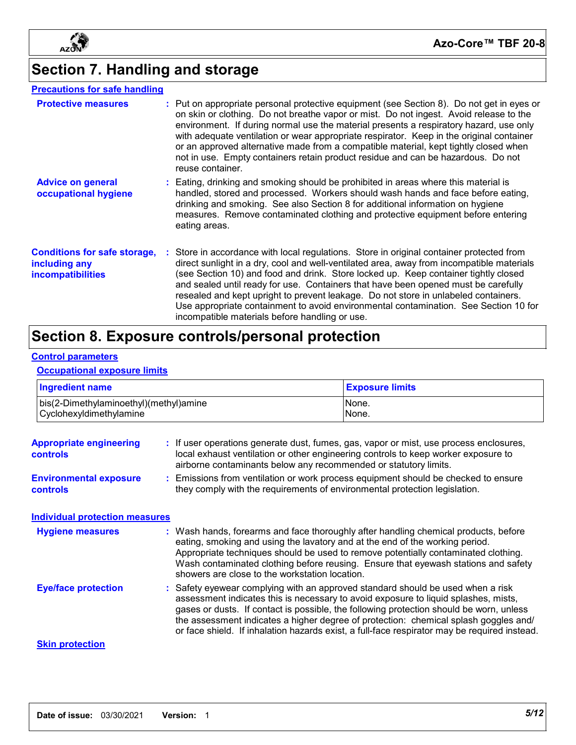# Section 7. Handling and storage

## Precautions for safe handling

**Protective measures** : Put on appropriate personal protective equipment (see Section 8). Do not get in eyes or on skin or clothing. Do not breathe vapor or mist. Do not ingest. Avoid release to the environment. If during normal use the material presents a respiratory hazard, use only with adequate ventilation or wear appropriate respirator. Keep in the original container or an approved alternative made from a compatible material, kept tightly closed when not in use. Empty containers retain product residue and can be hazardous. Do not reuse container.

**Advice on general occupational hygiene** : Eating, drinking and smoking should be prohibited in areas where this material is handled, stored and processed. Workers should wash hands and face before eating, drinking and smoking. See also Section 8 for additional information on hygiene measures. Remove contaminated clothing and protective equipment before entering eating areas.

**Conditions for safe storage, including any incompatibilities** : Store in accordance with local regulations. Store in original container protected from direct sunlight in a dry, cool and well-ventilated area, away from incompatible materials (see Section 10) and food and drink. Store locked up. Keep container tightly closed and sealed until ready for use. Containers that have been opened must be carefully resealed and kept upright to prevent leakage. Do not store in unlabeled containers. Use appropriate containment to avoid environmental contamination. See Section 10 for incompatible materials before handling or use.

# Section 8. Exposure controls/personal protection

## Control parameters

### Occupational exposure limits

| Ingredient name | Exposure limits |
| --- | --- |
| bis(2-Dimethylaminoethyl)(methyl)amine | None. |
| Cyclohexyldimethylamine | None. |

**Appropriate engineering controls** : If user operations generate dust, fumes, gas, vapor or mist, use process enclosures, local exhaust ventilation or other engineering controls to keep worker exposure to airborne contaminants below any recommended or statutory limits.

**Environmental exposure controls** : Emissions from ventilation or work process equipment should be checked to ensure they comply with the requirements of environmental protection legislation.

## Individual protection measures

**Hygiene measures** : Wash hands, forearms and face thoroughly after handling chemical products, before eating, smoking and using the lavatory and at the end of the working period. Appropriate techniques should be used to remove potentially contaminated clothing. Wash contaminated clothing before reusing. Ensure that eyewash stations and safety showers are close to the workstation location.

**Eye/face protection** : Safety eyewear complying with an approved standard should be used when a risk assessment indicates this is necessary to avoid exposure to liquid splashes, mists, gases or dusts. If contact is possible, the following protection should be worn, unless the assessment indicates a higher degree of protection: chemical splash goggles and/or face shield. If inhalation hazards exist, a full-face respirator may be required instead.

### Skin protection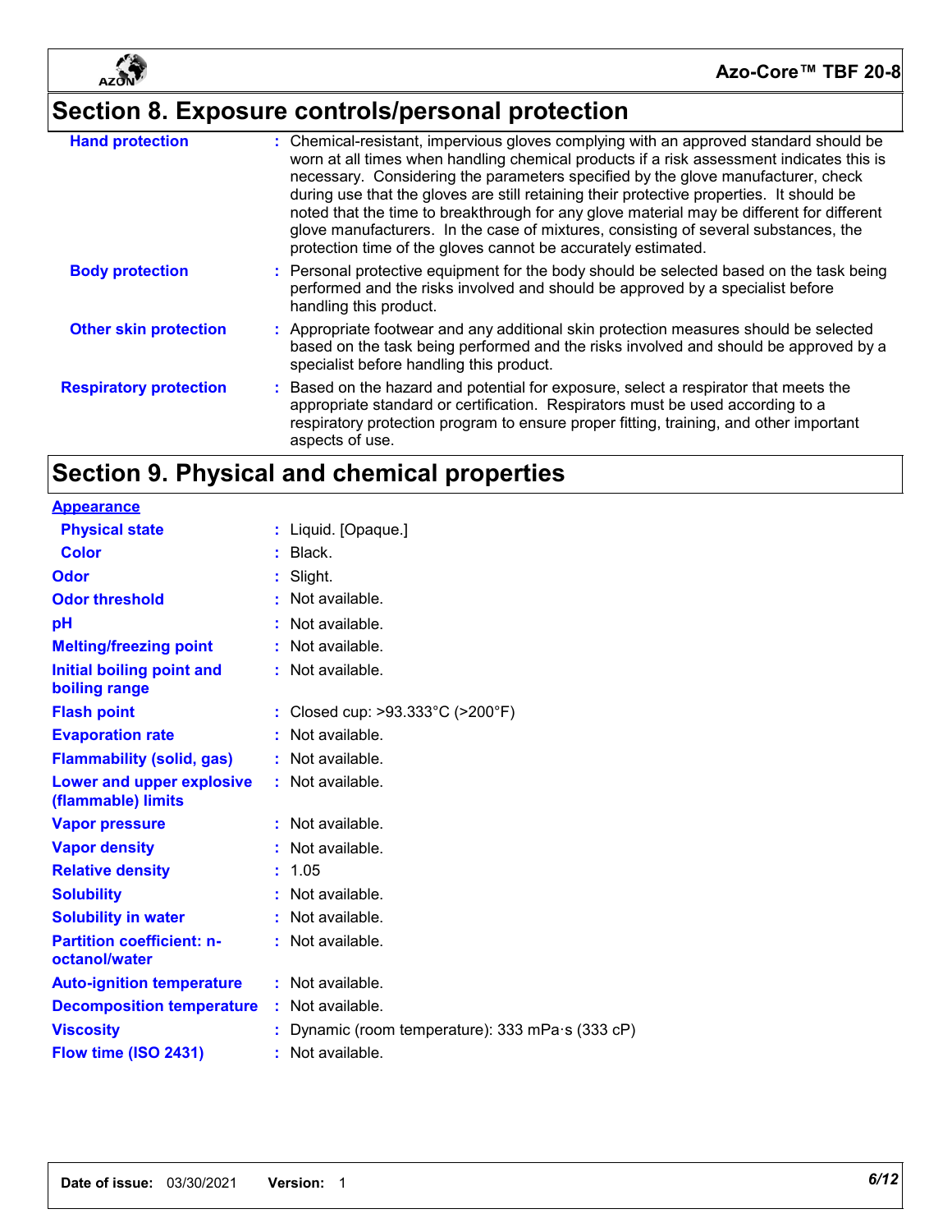## Section 8. Exposure controls/personal protection

| | |
|---|---|
| **Hand protection** | Chemical-resistant, impervious gloves complying with an approved standard should be worn at all times when handling chemical products if a risk assessment indicates this is necessary. Considering the parameters specified by the glove manufacturer, check during use that the gloves are still retaining their protective properties. It should be noted that the time to breakthrough for any glove material may be different for different glove manufacturers. In the case of mixtures, consisting of several substances, the protection time of the gloves cannot be accurately estimated. |
| **Body protection** | Personal protective equipment for the body should be selected based on the task being performed and the risks involved and should be approved by a specialist before handling this product. |
| **Other skin protection** | Appropriate footwear and any additional skin protection measures should be selected based on the task being performed and the risks involved and should be approved by a specialist before handling this product. |
| **Respiratory protection** | Based on the hazard and potential for exposure, select a respirator that meets the appropriate standard or certification. Respirators must be used according to a respiratory protection program to ensure proper fitting, training, and other important aspects of use. |

## Section 9. Physical and chemical properties

**Appearance**

| | |
|---|---|
| **Physical state** | Liquid. [Opaque.] |
| **Color** | Black. |
| **Odor** | Slight. |
| **Odor threshold** | Not available. |
| **pH** | Not available. |
| **Melting/freezing point** | Not available. |
| **Initial boiling point and boiling range** | Not available. |
| **Flash point** | Closed cup: >93.333°C (>200°F) |
| **Evaporation rate** | Not available. |
| **Flammability (solid, gas)** | Not available. |
| **Lower and upper explosive (flammable) limits** | Not available. |
| **Vapor pressure** | Not available. |
| **Vapor density** | Not available. |
| **Relative density** | 1.05 |
| **Solubility** | Not available. |
| **Solubility in water** | Not available. |
| **Partition coefficient: n-octanol/water** | Not available. |
| **Auto-ignition temperature** | Not available. |
| **Decomposition temperature** | Not available. |
| **Viscosity** | Dynamic (room temperature): 333 mPa·s (333 cP) |
| **Flow time (ISO 2431)** | Not available. |

**Date of issue:** 03/30/2021 **Version:** 1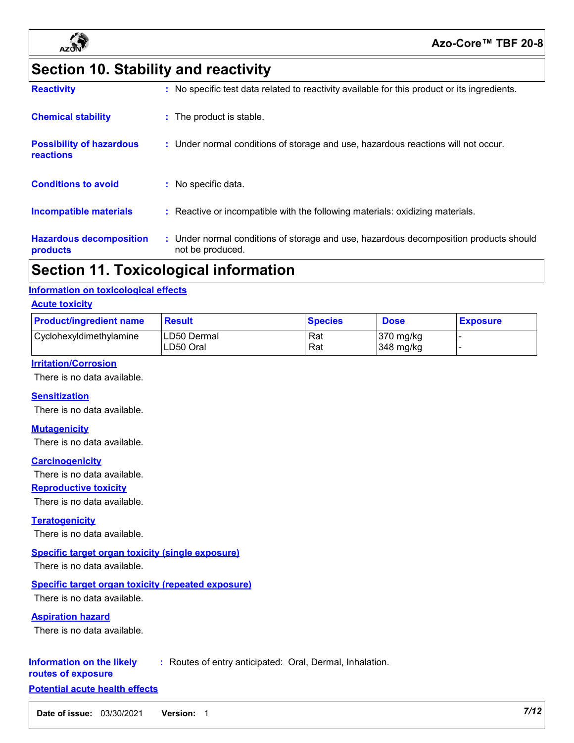## Section 10. Stability and reactivity

**Reactivity** : No specific test data related to reactivity available for this product or its ingredients.

**Chemical stability** : The product is stable.

**Possibility of hazardous reactions** : Under normal conditions of storage and use, hazardous reactions will not occur.

**Conditions to avoid** : No specific data.

**Incompatible materials** : Reactive or incompatible with the following materials: oxidizing materials.

**Hazardous decomposition products** : Under normal conditions of storage and use, hazardous decomposition products should not be produced.

## Section 11. Toxicological information

### Information on toxicological effects

#### Acute toxicity

| Product/ingredient name | Result | Species | Dose | Exposure |
|---|---|---|---|---|
| Cyclohexyldimethylamine | LD50 Dermal<br>LD50 Oral | Rat<br>Rat | 370 mg/kg<br>348 mg/kg | -<br>- |

#### Irritation/Corrosion

There is no data available.

#### Sensitization

There is no data available.

#### Mutagenicity

There is no data available.

#### Carcinogenicity

There is no data available.

#### Reproductive toxicity

There is no data available.

#### Teratogenicity

There is no data available.

#### Specific target organ toxicity (single exposure)

There is no data available.

#### Specific target organ toxicity (repeated exposure)

There is no data available.

#### Aspiration hazard

There is no data available.

**Information on the likely routes of exposure** : Routes of entry anticipated: Oral, Dermal, Inhalation.

#### Potential acute health effects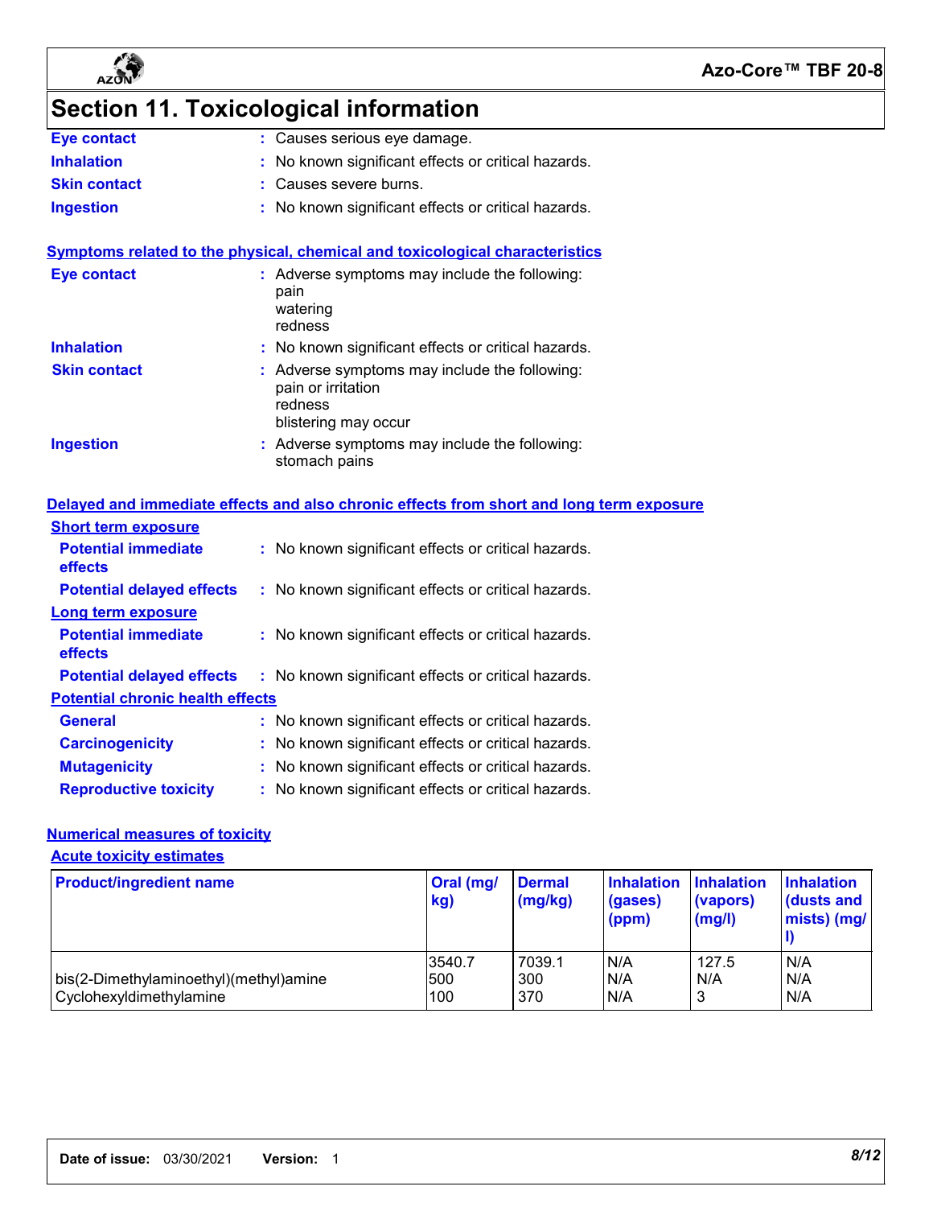# Section 11. Toxicological information

**Eye contact** : Causes serious eye damage.

**Inhalation** : No known significant effects or critical hazards.

**Skin contact** : Causes severe burns.

**Ingestion** : No known significant effects or critical hazards.

## Symptoms related to the physical, chemical and toxicological characteristics

**Eye contact** : Adverse symptoms may include the following:
pain
watering
redness

**Inhalation** : No known significant effects or critical hazards.

**Skin contact** : Adverse symptoms may include the following:
pain or irritation
redness
blistering may occur

**Ingestion** : Adverse symptoms may include the following:
stomach pains

## Delayed and immediate effects and also chronic effects from short and long term exposure

### Short term exposure

**Potential immediate effects** : No known significant effects or critical hazards.

**Potential delayed effects** : No known significant effects or critical hazards.

### Long term exposure

**Potential immediate effects** : No known significant effects or critical hazards.

**Potential delayed effects** : No known significant effects or critical hazards.

### Potential chronic health effects

**General** : No known significant effects or critical hazards.

**Carcinogenicity** : No known significant effects or critical hazards.

**Mutagenicity** : No known significant effects or critical hazards.

**Reproductive toxicity** : No known significant effects or critical hazards.

## Numerical measures of toxicity

### Acute toxicity estimates

| Product/ingredient name | Oral (mg/kg) | Dermal (mg/kg) | Inhalation (gases) (ppm) | Inhalation (vapors) (mg/l) | Inhalation (dusts and mists) (mg/l) |
|---|---|---|---|---|---|
| | 3540.7 | 7039.1 | N/A | 127.5 | N/A |
| bis(2-Dimethylaminoethyl)(methyl)amine | 500 | 300 | N/A | N/A | N/A |
| Cyclohexyldimethylamine | 100 | 370 | N/A | 3 | N/A |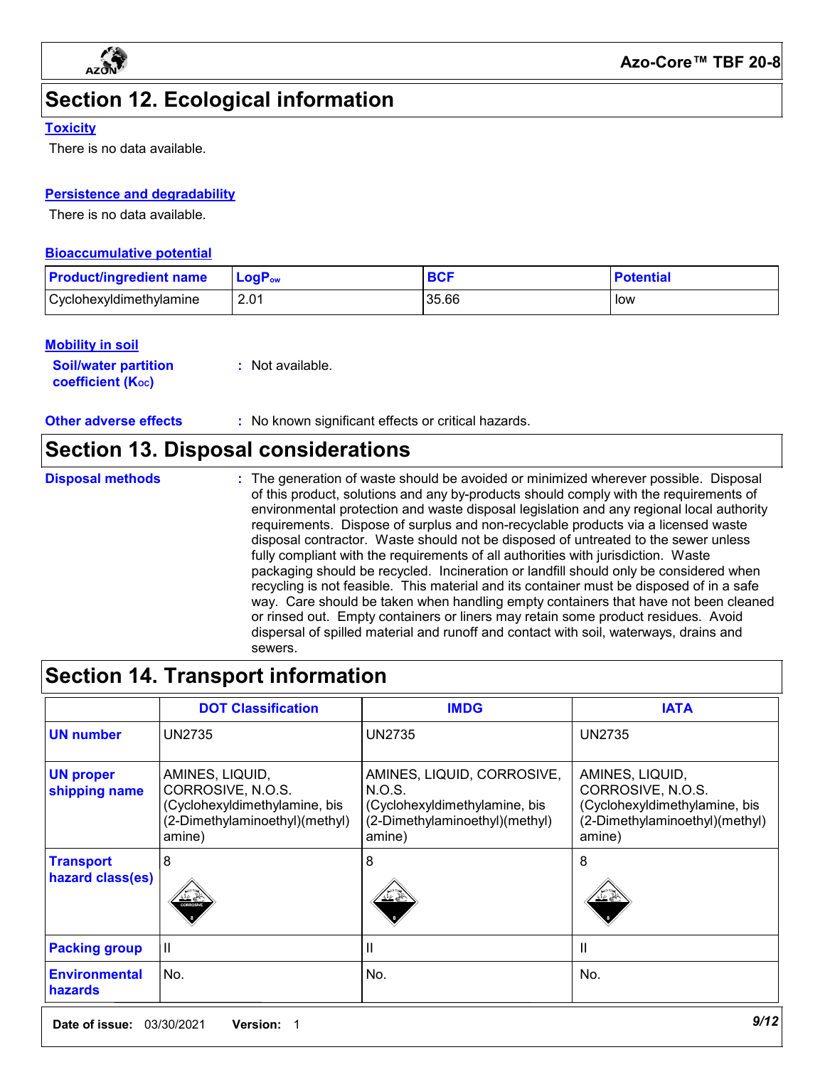# Section 12. Ecological information

### Toxicity

There is no data available.

### Persistence and degradability

There is no data available.

### Bioaccumulative potential

| Product/ingredient name | $LogP_{ow}$ | BCF | Potential |
| --- | --- | --- | --- |
| Cyclohexyldimethylamine | 2.01 | 35.66 | low |

### Mobility in soil

**Soil/water partition coefficient ($K_{OC}$)** : Not available.

**Other adverse effects** : No known significant effects or critical hazards.

# Section 13. Disposal considerations

**Disposal methods** : The generation of waste should be avoided or minimized wherever possible. Disposal of this product, solutions and any by-products should comply with the requirements of environmental protection and waste disposal legislation and any regional local authority requirements. Dispose of surplus and non-recyclable products via a licensed waste disposal contractor. Waste should not be disposed of untreated to the sewer unless fully compliant with the requirements of all authorities with jurisdiction. Waste packaging should be recycled. Incineration or landfill should only be considered when recycling is not feasible. This material and its container must be disposed of in a safe way. Care should be taken when handling empty containers that have not been cleaned or rinsed out. Empty containers or liners may retain some product residues. Avoid dispersal of spilled material and runoff and contact with soil, waterways, drains and sewers.

# Section 14. Transport information

| | DOT Classification | IMDG | IATA |
| --- | --- | --- | --- |
| UN number | UN2735 | UN2735 | UN2735 |
| UN proper shipping name | AMINES, LIQUID, CORROSIVE, N.O.S. (Cyclohexyldimethylamine, bis (2-Dimethylaminoethyl)(methyl) amine) | AMINES, LIQUID, CORROSIVE, N.O.S. (Cyclohexyldimethylamine, bis (2-Dimethylaminoethyl)(methyl) amine) | AMINES, LIQUID, CORROSIVE, N.O.S. (Cyclohexyldimethylamine, bis (2-Dimethylaminoethyl)(methyl) amine) |
| Transport hazard class(es) | 8 | 8 | 8 |
| Packing group | II | II | II |
| Environmental hazards | No. | No. | No. |

**Date of issue:** 03/30/2021 **Version:** 1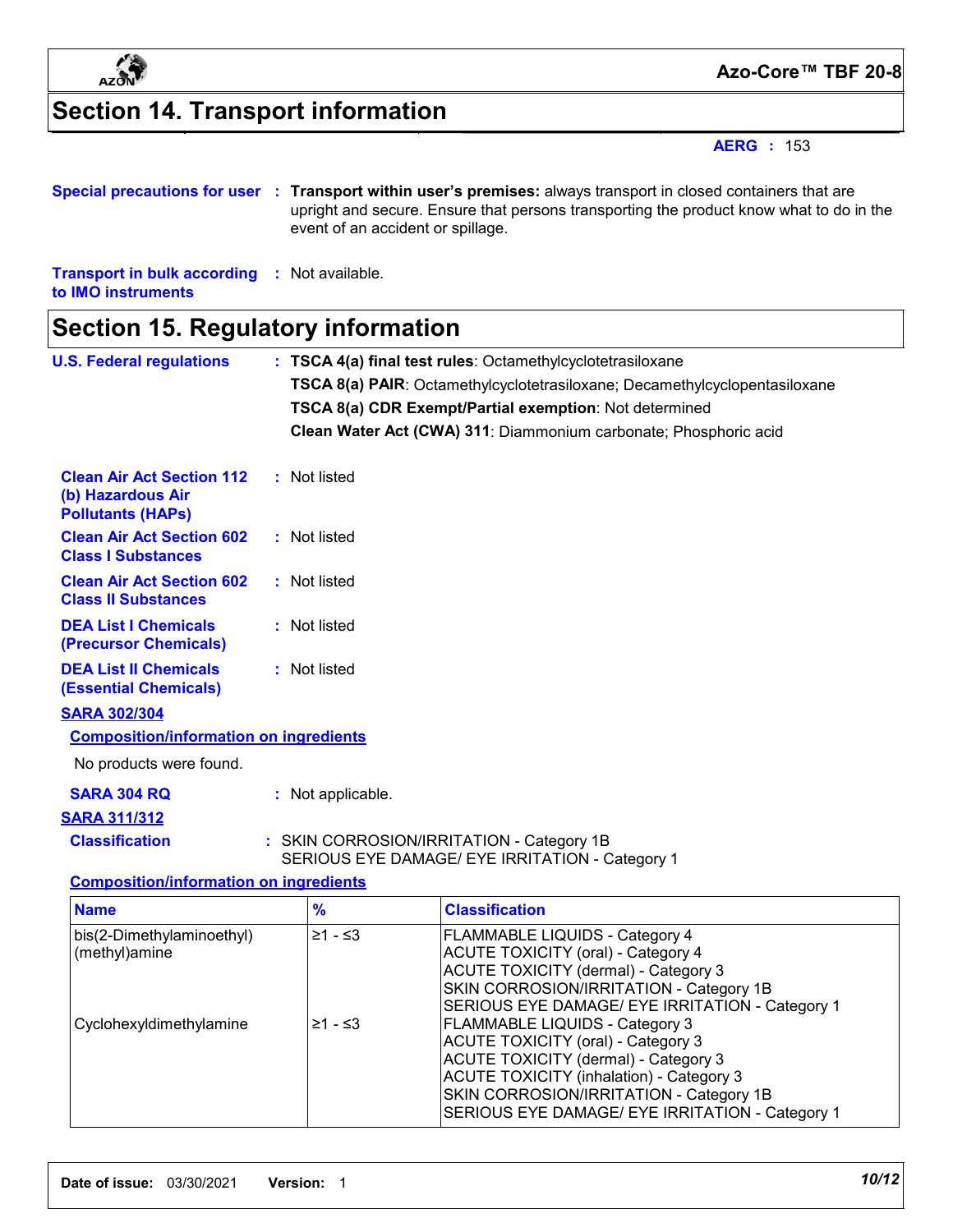## Section 14. Transport information

**AERG :** 153

**Special precautions for user :** **Transport within user's premises:** always transport in closed containers that are upright and secure. Ensure that persons transporting the product know what to do in the event of an accident or spillage.

**Transport in bulk according to IMO instruments :** Not available.

## Section 15. Regulatory information

**U.S. Federal regulations :** **TSCA 4(a) final test rules**: Octamethylcyclotetrasiloxane

**TSCA 8(a) PAIR**: Octamethylcyclotetrasiloxane; Decamethylcyclopentasiloxane

**TSCA 8(a) CDR Exempt/Partial exemption**: Not determined

**Clean Water Act (CWA) 311**: Diammonium carbonate; Phosphoric acid

**Clean Air Act Section 112 (b) Hazardous Air Pollutants (HAPs) :** Not listed

**Clean Air Act Section 602 Class I Substances :** Not listed

**Clean Air Act Section 602 Class II Substances :** Not listed

**DEA List I Chemicals (Precursor Chemicals) :** Not listed

**DEA List II Chemicals (Essential Chemicals) :** Not listed

**SARA 302/304**

**Composition/information on ingredients**

No products were found.

**SARA 304 RQ :** Not applicable.

**SARA 311/312**

**Classification :** SKIN CORROSION/IRRITATION - Category 1B
SERIOUS EYE DAMAGE/ EYE IRRITATION - Category 1

**Composition/information on ingredients**

| Name | % | Classification |
|---|---|---|
| bis(2-Dimethylaminoethyl)(methyl)amine | ≥1 - ≤3 | FLAMMABLE LIQUIDS - Category 4<br>ACUTE TOXICITY (oral) - Category 4<br>ACUTE TOXICITY (dermal) - Category 3<br>SKIN CORROSION/IRRITATION - Category 1B<br>SERIOUS EYE DAMAGE/ EYE IRRITATION - Category 1 |
| Cyclohexyldimethylamine | ≥1 - ≤3 | FLAMMABLE LIQUIDS - Category 3<br>ACUTE TOXICITY (oral) - Category 3<br>ACUTE TOXICITY (dermal) - Category 3<br>ACUTE TOXICITY (inhalation) - Category 3<br>SKIN CORROSION/IRRITATION - Category 1B<br>SERIOUS EYE DAMAGE/ EYE IRRITATION - Category 1 |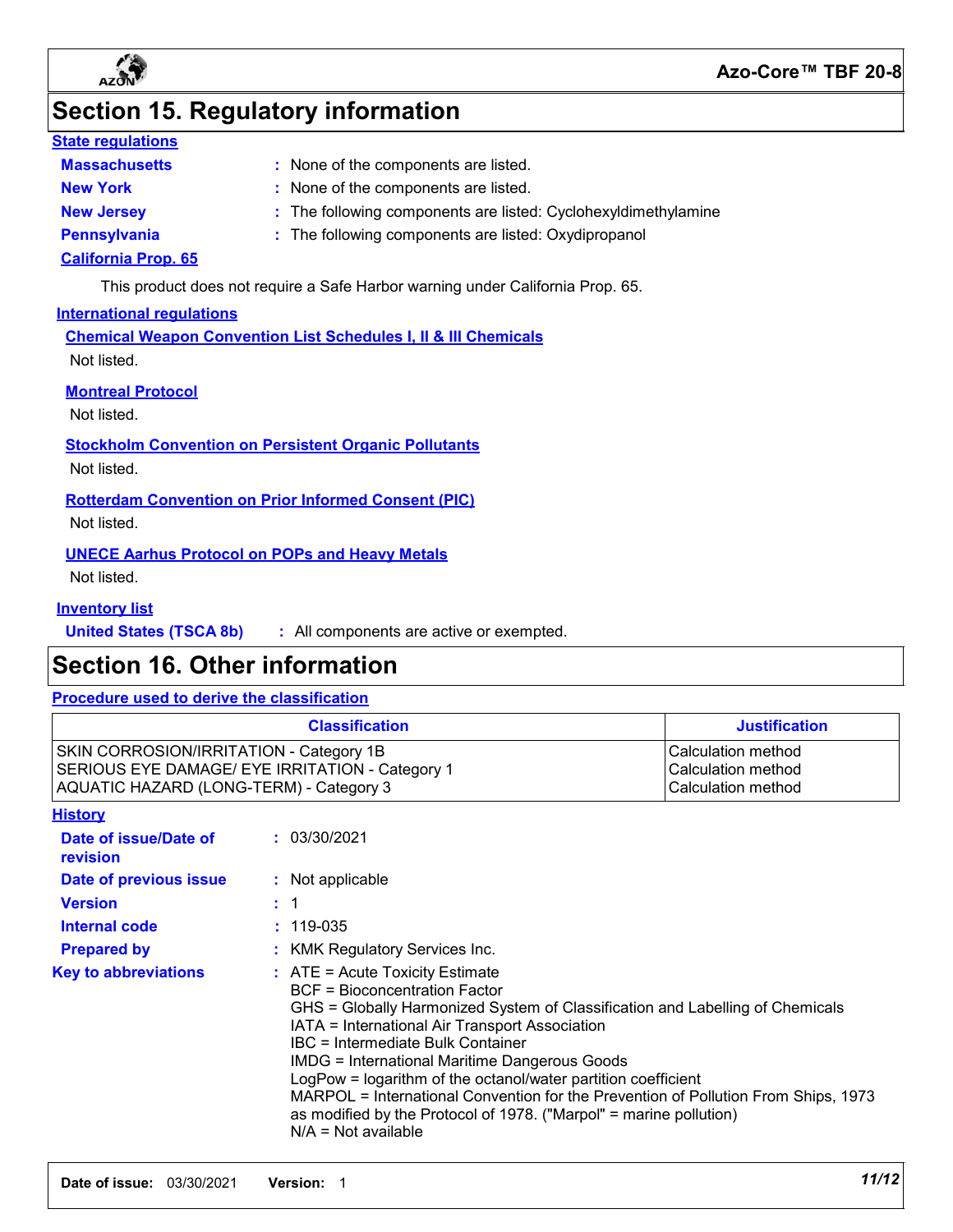# Section 15. Regulatory information

### State regulations

**Massachusetts** : None of the components are listed.

**New York** : None of the components are listed.

**New Jersey** : The following components are listed: Cyclohexyldimethylamine

**Pennsylvania** : The following components are listed: Oxydipropanol

**California Prop. 65**

This product does not require a Safe Harbor warning under California Prop. 65.

### International regulations

**Chemical Weapon Convention List Schedules I, II & III Chemicals**

Not listed.

**Montreal Protocol**

Not listed.

**Stockholm Convention on Persistent Organic Pollutants**

Not listed.

**Rotterdam Convention on Prior Informed Consent (PIC)**

Not listed.

**UNECE Aarhus Protocol on POPs and Heavy Metals**

Not listed.

### Inventory list

**United States (TSCA 8b)** : All components are active or exempted.

# Section 16. Other information

### Procedure used to derive the classification

| Classification | Justification |
|---|---|
| SKIN CORROSION/IRRITATION - Category 1B | Calculation method |
| SERIOUS EYE DAMAGE/ EYE IRRITATION - Category 1 | Calculation method |
| AQUATIC HAZARD (LONG-TERM) - Category 3 | Calculation method |

### History

**Date of issue/Date of revision** : 03/30/2021

**Date of previous issue** : Not applicable

**Version** : 1

**Internal code** : 119-035

**Prepared by** : KMK Regulatory Services Inc.

**Key to abbreviations** :
ATE = Acute Toxicity Estimate
BCF = Bioconcentration Factor
GHS = Globally Harmonized System of Classification and Labelling of Chemicals
IATA = International Air Transport Association
IBC = Intermediate Bulk Container
IMDG = International Maritime Dangerous Goods
LogPow = logarithm of the octanol/water partition coefficient
MARPOL = International Convention for the Prevention of Pollution From Ships, 1973 as modified by the Protocol of 1978. ("Marpol" = marine pollution)
N/A = Not available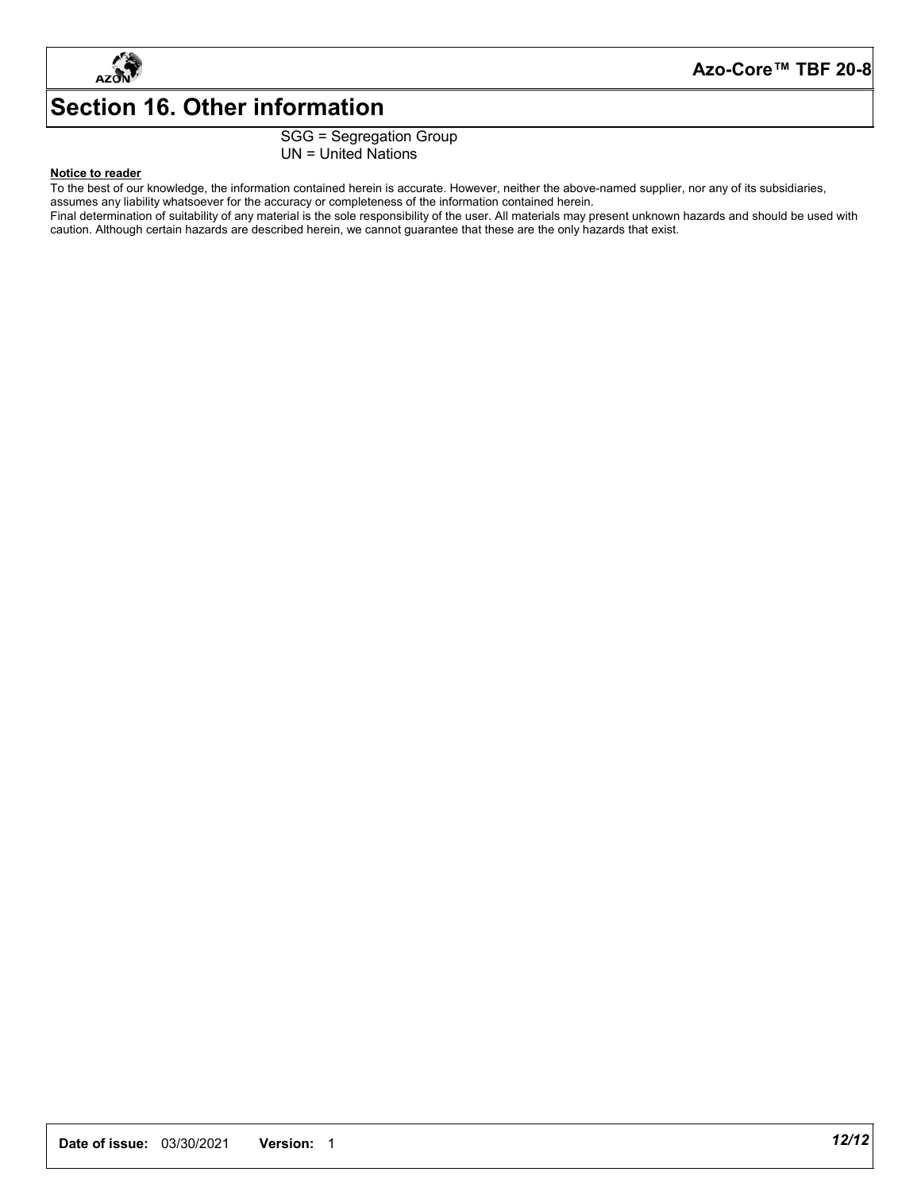# Section 16. Other information

SGG = Segregation Group
UN = United Nations

**Notice to reader**

To the best of our knowledge, the information contained herein is accurate. However, neither the above-named supplier, nor any of its subsidiaries, assumes any liability whatsoever for the accuracy or completeness of the information contained herein.

Final determination of suitability of any material is the sole responsibility of the user. All materials may present unknown hazards and should be used with caution. Although certain hazards are described herein, we cannot guarantee that these are the only hazards that exist.